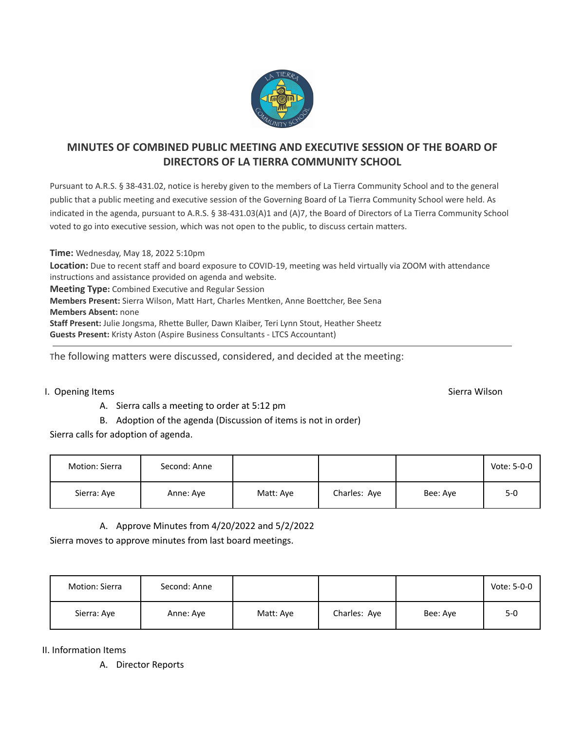# MINUTES OF COMBINED PUBLIC MEETING AND EXECUTIVE SESSION OF THE BOARD OF DIRECTORS OF LA TIERRA COMMUNITY SCHOOL

Pursuant to A.R.S. § 38-431.02, notice is hereby given to the members of La Tierra Community School and to the general public that a public meeting and executive session of the Governing Board of La Tierra Community School were held. As indicated in the agenda, pursuant to A.R.S. § 38-431.03(A)1 and (A)7, the Board of Directors of La Tierra Community School voted to go into executive session, which was not open to the public, to discuss certain matters.

**Time:** Wednesday, May 18, 2022 5:10pm
**Location:** Due to recent staff and board exposure to COVID-19, meeting was held virtually via ZOOM with attendance instructions and assistance provided on agenda and website.
**Meeting Type:** Combined Executive and Regular Session
**Members Present:** Sierra Wilson, Matt Hart, Charles Mentken, Anne Boettcher, Bee Sena
**Members Absent:** none
**Staff Present:** Julie Jongsma, Rhette Buller, Dawn Klaiber, Teri Lynn Stout, Heather Sheetz
**Guests Present:** Kristy Aston (Aspire Business Consultants - LTCS Accountant)

---

The following matters were discussed, considered, and decided at the meeting:

I. Opening Items — Sierra Wilson

A. Sierra calls a meeting to order at 5:12 pm

B. Adoption of the agenda (Discussion of items is not in order)

Sierra calls for adoption of agenda.

| Motion: Sierra | Second: Anne | | | | Vote: 5-0-0 |
|---|---|---|---|---|---|
| Sierra: Aye | Anne: Aye | Matt: Aye | Charles: Aye | Bee: Aye | 5-0 |

A. Approve Minutes from 4/20/2022 and 5/2/2022

Sierra moves to approve minutes from last board meetings.

| Motion: Sierra | Second: Anne | | | | Vote: 5-0-0 |
|---|---|---|---|---|---|
| Sierra: Aye | Anne: Aye | Matt: Aye | Charles: Aye | Bee: Aye | 5-0 |

II. Information Items

A. Director Reports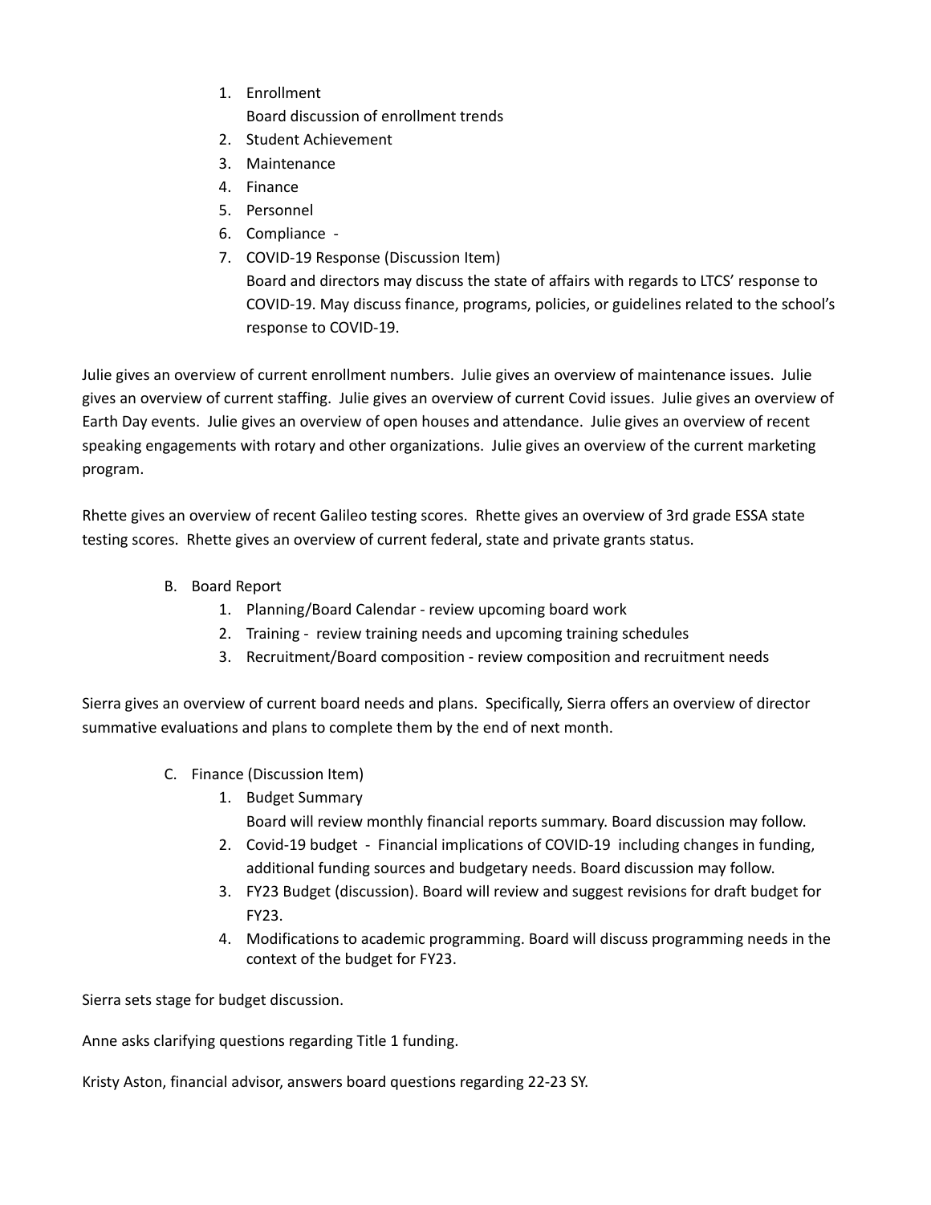1. Enrollment
   Board discussion of enrollment trends
2. Student Achievement
3. Maintenance
4. Finance
5. Personnel
6. Compliance -
7. COVID-19 Response (Discussion Item)
   Board and directors may discuss the state of affairs with regards to LTCS' response to COVID-19. May discuss finance, programs, policies, or guidelines related to the school's response to COVID-19.

Julie gives an overview of current enrollment numbers. Julie gives an overview of maintenance issues. Julie gives an overview of current staffing. Julie gives an overview of current Covid issues. Julie gives an overview of Earth Day events. Julie gives an overview of open houses and attendance. Julie gives an overview of recent speaking engagements with rotary and other organizations. Julie gives an overview of the current marketing program.

Rhette gives an overview of recent Galileo testing scores. Rhette gives an overview of 3rd grade ESSA state testing scores. Rhette gives an overview of current federal, state and private grants status.

B. Board Report
   1. Planning/Board Calendar - review upcoming board work
   2. Training - review training needs and upcoming training schedules
   3. Recruitment/Board composition - review composition and recruitment needs

Sierra gives an overview of current board needs and plans. Specifically, Sierra offers an overview of director summative evaluations and plans to complete them by the end of next month.

C. Finance (Discussion Item)
   1. Budget Summary
      Board will review monthly financial reports summary. Board discussion may follow.
   2. Covid-19 budget - Financial implications of COVID-19 including changes in funding, additional funding sources and budgetary needs. Board discussion may follow.
   3. FY23 Budget (discussion). Board will review and suggest revisions for draft budget for FY23.
   4. Modifications to academic programming. Board will discuss programming needs in the context of the budget for FY23.

Sierra sets stage for budget discussion.

Anne asks clarifying questions regarding Title 1 funding.

Kristy Aston, financial advisor, answers board questions regarding 22-23 SY.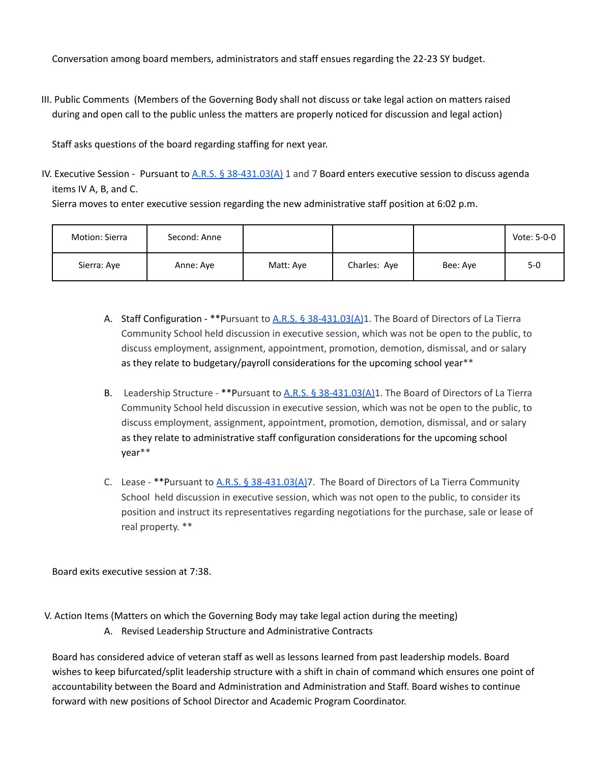Conversation among board members, administrators and staff ensues regarding the 22-23 SY budget.

III. Public Comments (Members of the Governing Body shall not discuss or take legal action on matters raised during and open call to the public unless the matters are properly noticed for discussion and legal action)

Staff asks questions of the board regarding staffing for next year.

IV. Executive Session - Pursuant to A.R.S. § 38-431.03(A) 1 and 7 Board enters executive session to discuss agenda items IV A, B, and C.
Sierra moves to enter executive session regarding the new administrative staff position at 6:02 p.m.

| Motion: Sierra | Second: Anne | | | | Vote: 5-0-0 |
|---|---|---|---|---|---|
| Sierra: Aye | Anne: Aye | Matt: Aye | Charles: Aye | Bee: Aye | 5-0 |

A. Staff Configuration - **Pursuant to A.R.S. § 38-431.03(A)1. The Board of Directors of La Tierra Community School held discussion in executive session, which was not be open to the public, to discuss employment, assignment, appointment, promotion, demotion, dismissal, and or salary as they relate to budgetary/payroll considerations for the upcoming school year**

B. Leadership Structure - **Pursuant to A.R.S. § 38-431.03(A)1. The Board of Directors of La Tierra Community School held discussion in executive session, which was not be open to the public, to discuss employment, assignment, appointment, promotion, demotion, dismissal, and or salary as they relate to administrative staff configuration considerations for the upcoming school year**

C. Lease - **Pursuant to A.R.S. § 38-431.03(A)7. The Board of Directors of La Tierra Community School held discussion in executive session, which was not open to the public, to consider its position and instruct its representatives regarding negotiations for the purchase, sale or lease of real property. **

Board exits executive session at 7:38.

V. Action Items (Matters on which the Governing Body may take legal action during the meeting)

A. Revised Leadership Structure and Administrative Contracts

Board has considered advice of veteran staff as well as lessons learned from past leadership models. Board wishes to keep bifurcated/split leadership structure with a shift in chain of command which ensures one point of accountability between the Board and Administration and Administration and Staff. Board wishes to continue forward with new positions of School Director and Academic Program Coordinator.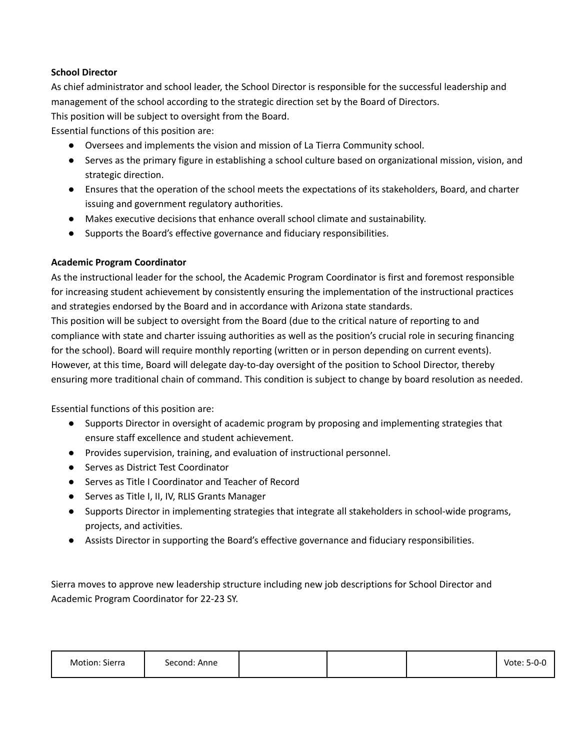**School Director**

As chief administrator and school leader, the School Director is responsible for the successful leadership and management of the school according to the strategic direction set by the Board of Directors.
This position will be subject to oversight from the Board.
Essential functions of this position are:

- Oversees and implements the vision and mission of La Tierra Community school.
- Serves as the primary figure in establishing a school culture based on organizational mission, vision, and strategic direction.
- Ensures that the operation of the school meets the expectations of its stakeholders, Board, and charter issuing and government regulatory authorities.
- Makes executive decisions that enhance overall school climate and sustainability.
- Supports the Board's effective governance and fiduciary responsibilities.

**Academic Program Coordinator**

As the instructional leader for the school, the Academic Program Coordinator is first and foremost responsible for increasing student achievement by consistently ensuring the implementation of the instructional practices and strategies endorsed by the Board and in accordance with Arizona state standards.
This position will be subject to oversight from the Board (due to the critical nature of reporting to and compliance with state and charter issuing authorities as well as the position's crucial role in securing financing for the school). Board will require monthly reporting (written or in person depending on current events). However, at this time, Board will delegate day-to-day oversight of the position to School Director, thereby ensuring more traditional chain of command. This condition is subject to change by board resolution as needed.

Essential functions of this position are:

- Supports Director in oversight of academic program by proposing and implementing strategies that ensure staff excellence and student achievement.
- Provides supervision, training, and evaluation of instructional personnel.
- Serves as District Test Coordinator
- Serves as Title I Coordinator and Teacher of Record
- Serves as Title I, II, IV, RLIS Grants Manager
- Supports Director in implementing strategies that integrate all stakeholders in school-wide programs, projects, and activities.
- Assists Director in supporting the Board's effective governance and fiduciary responsibilities.

Sierra moves to approve new leadership structure including new job descriptions for School Director and Academic Program Coordinator for 22-23 SY.

| Motion: Sierra | Second: Anne | | | | Vote: 5-0-0 |
|---|---|---|---|---|---|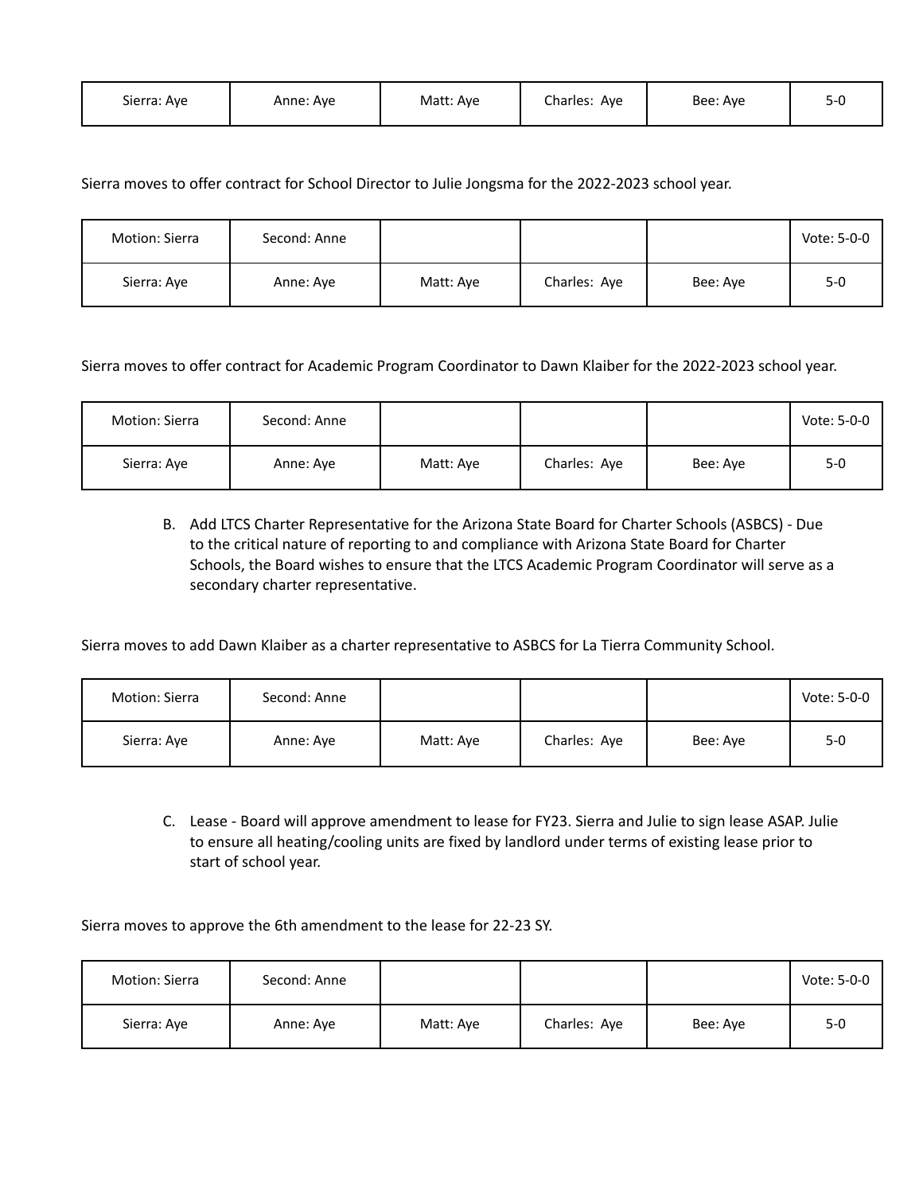| Sierra: Aye | Anne: Aye | Matt: Aye | Charles: Aye | Bee: Aye | 5-0 |
|---|---|---|---|---|---|

Sierra moves to offer contract for School Director to Julie Jongsma for the 2022-2023 school year.

| Motion: Sierra | Second: Anne | | | | Vote: 5-0-0 |
|---|---|---|---|---|---|
| Sierra: Aye | Anne: Aye | Matt: Aye | Charles: Aye | Bee: Aye | 5-0 |

Sierra moves to offer contract for Academic Program Coordinator to Dawn Klaiber for the 2022-2023 school year.

| Motion: Sierra | Second: Anne | | | | Vote: 5-0-0 |
|---|---|---|---|---|---|
| Sierra: Aye | Anne: Aye | Matt: Aye | Charles: Aye | Bee: Aye | 5-0 |

B. Add LTCS Charter Representative for the Arizona State Board for Charter Schools (ASBCS) - Due to the critical nature of reporting to and compliance with Arizona State Board for Charter Schools, the Board wishes to ensure that the LTCS Academic Program Coordinator will serve as a secondary charter representative.

Sierra moves to add Dawn Klaiber as a charter representative to ASBCS for La Tierra Community School.

| Motion: Sierra | Second: Anne | | | | Vote: 5-0-0 |
|---|---|---|---|---|---|
| Sierra: Aye | Anne: Aye | Matt: Aye | Charles: Aye | Bee: Aye | 5-0 |

C. Lease - Board will approve amendment to lease for FY23. Sierra and Julie to sign lease ASAP. Julie to ensure all heating/cooling units are fixed by landlord under terms of existing lease prior to start of school year.

Sierra moves to approve the 6th amendment to the lease for 22-23 SY.

| Motion: Sierra | Second: Anne | | | | Vote: 5-0-0 |
|---|---|---|---|---|---|
| Sierra: Aye | Anne: Aye | Matt: Aye | Charles: Aye | Bee: Aye | 5-0 |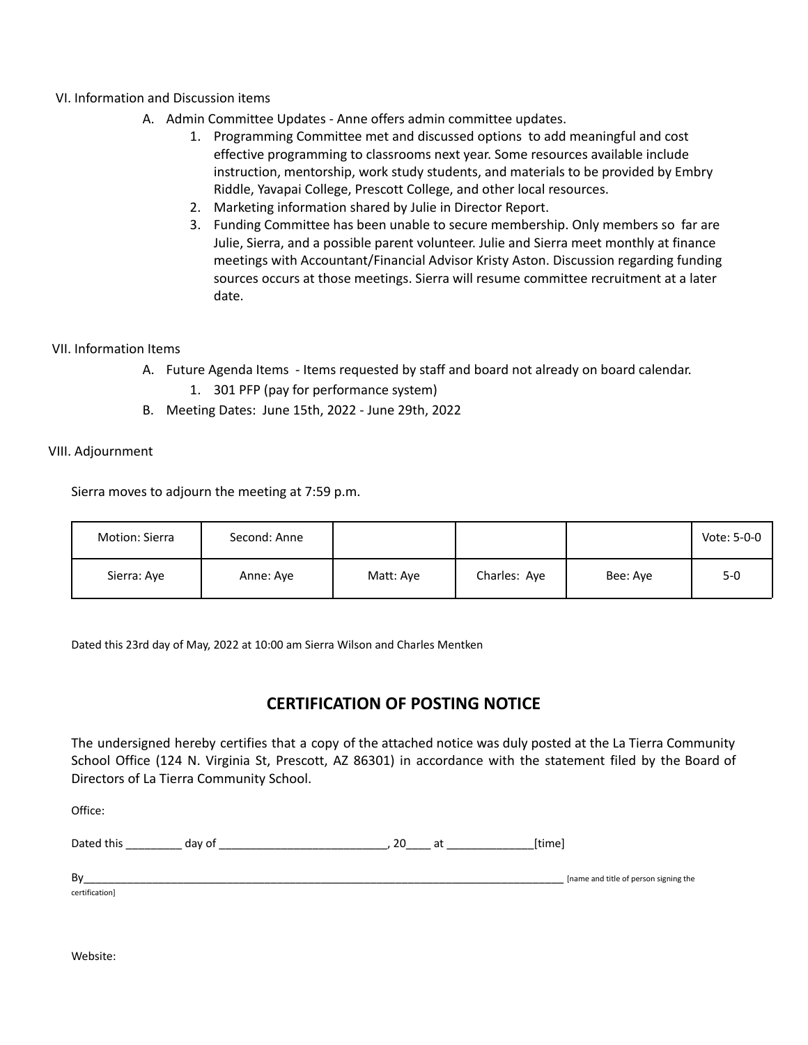VI. Information and Discussion items

A. Admin Committee Updates - Anne offers admin committee updates.
   1. Programming Committee met and discussed options to add meaningful and cost effective programming to classrooms next year. Some resources available include instruction, mentorship, work study students, and materials to be provided by Embry Riddle, Yavapai College, Prescott College, and other local resources.
   2. Marketing information shared by Julie in Director Report.
   3. Funding Committee has been unable to secure membership. Only members so far are Julie, Sierra, and a possible parent volunteer. Julie and Sierra meet monthly at finance meetings with Accountant/Financial Advisor Kristy Aston. Discussion regarding funding sources occurs at those meetings. Sierra will resume committee recruitment at a later date.

VII. Information Items

A. Future Agenda Items - Items requested by staff and board not already on board calendar.
   1. 301 PFP (pay for performance system)
B. Meeting Dates: June 15th, 2022 - June 29th, 2022

VIII. Adjournment

Sierra moves to adjourn the meeting at 7:59 p.m.

| Motion: Sierra | Second: Anne | | | | Vote: 5-0-0 |
|---|---|---|---|---|---|
| Sierra: Aye | Anne: Aye | Matt: Aye | Charles: Aye | Bee: Aye | 5-0 |

Dated this 23rd day of May, 2022 at 10:00 am Sierra Wilson and Charles Mentken

## CERTIFICATION OF POSTING NOTICE

The undersigned hereby certifies that a copy of the attached notice was duly posted at the La Tierra Community School Office (124 N. Virginia St, Prescott, AZ 86301) in accordance with the statement filed by the Board of Directors of La Tierra Community School.

Office:

Dated this _________ day of ___________________________, 20____ at ______________[time]

By_________________________________________________________________________________ [name and title of person signing the certification]

Website: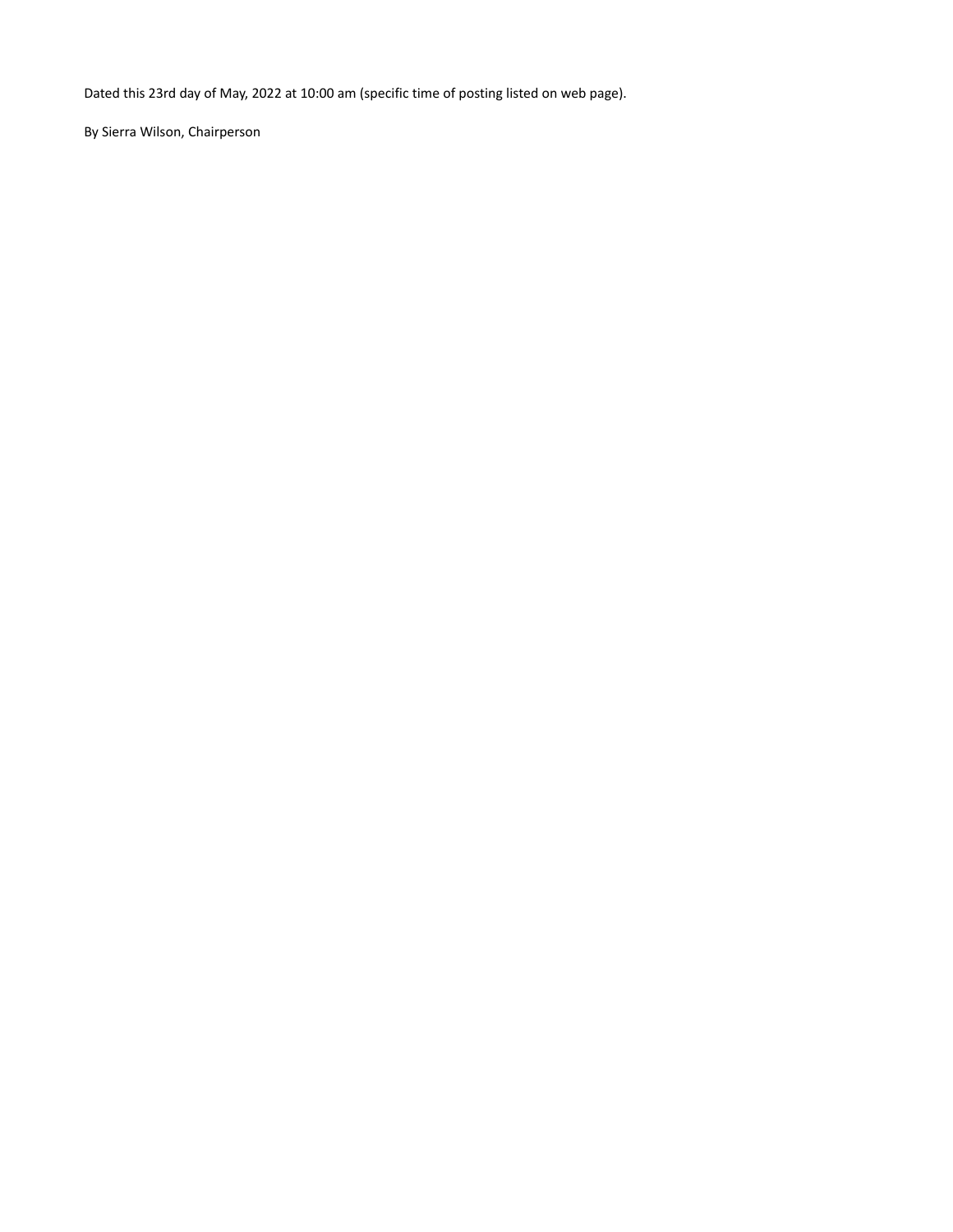Dated this 23rd day of May, 2022 at 10:00 am (specific time of posting listed on web page).

By Sierra Wilson, Chairperson